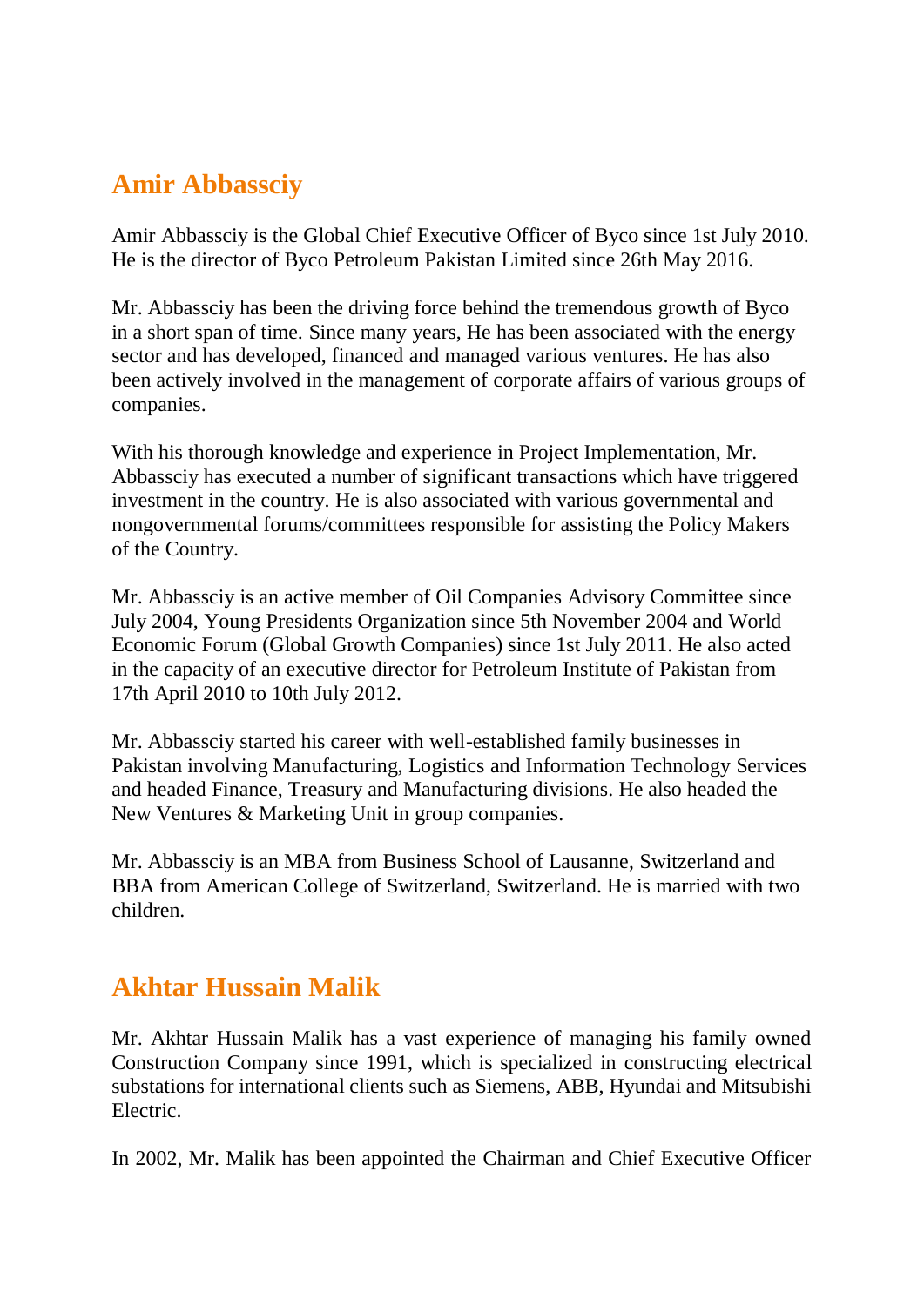## Amir Abbassciy

Amir Abbassciy is the Global Chief Executive Officer of Byco since 1st July 2010. He is the director of Byco Petroleum Pakistan Limited since 26th May 2016.

Mr. Abbassciy has been the driving force behind the tremendous growth of Byco in a short span of time. Since many years, He has been associated with the energy sector and has developed, financed and managed various ventures. He has also been actively involved in the management of corporate affairs of various groups of companies.

With his thorough knowledge and experience in Project Implementation, Mr. Abbassciy has executed a number of significant transactions which have triggered investment in the country. He is also associated with various governmental and nongovernmental forums/committees responsible for assisting the Policy Makers of the Country.

Mr. Abbassciy is an active member of Oil Companies Advisory Committee since July 2004, Young Presidents Organization since 5th November 2004 and World Economic Forum (Global Growth Companies) since 1st July 2011. He also acted in the capacity of an executive director for Petroleum Institute of Pakistan from 17th April 2010 to 10th July 2012.

Mr. Abbassciy started his career with well-established family businesses in Pakistan involving Manufacturing, Logistics and Information Technology Services and headed Finance, Treasury and Manufacturing divisions. He also headed the New Ventures & Marketing Unit in group companies.

Mr. Abbassciy is an MBA from Business School of Lausanne, Switzerland and BBA from American College of Switzerland, Switzerland. He is married with two children.

## Akhtar Hussain Malik

Mr. Akhtar Hussain Malik has a vast experience of managing his family owned Construction Company since 1991, which is specialized in constructing electrical substations for international clients such as Siemens, ABB, Hyundai and Mitsubishi Electric.

In 2002, Mr. Malik has been appointed the Chairman and Chief Executive Officer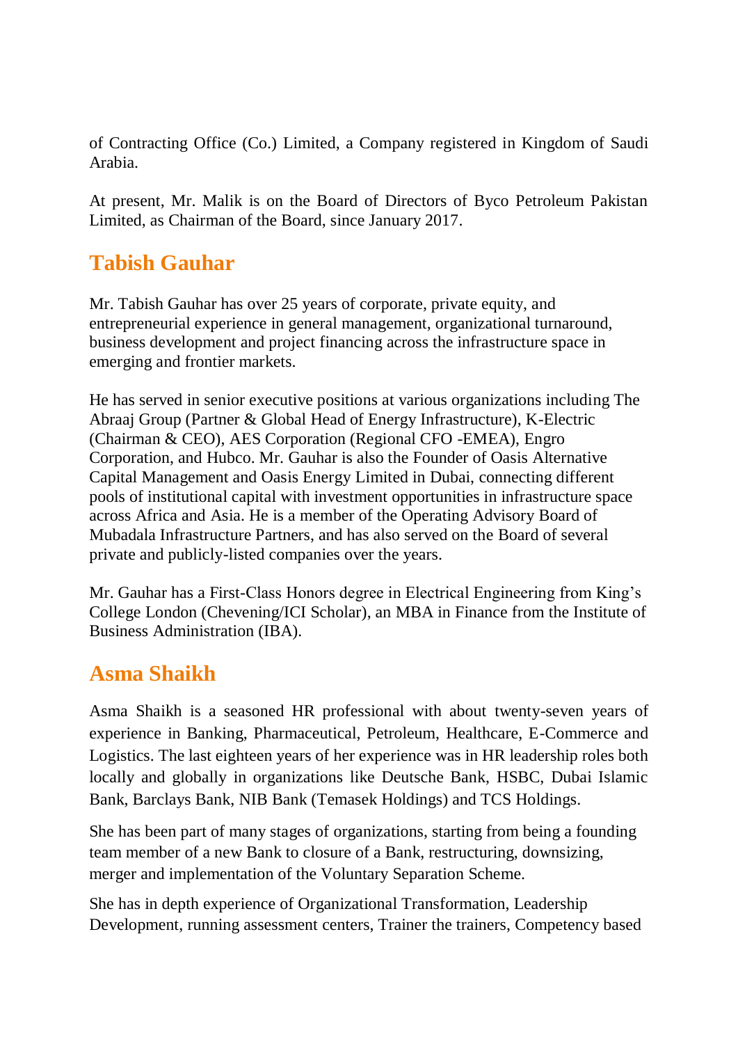of Contracting Office (Co.) Limited, a Company registered in Kingdom of Saudi Arabia.

At present, Mr. Malik is on the Board of Directors of Byco Petroleum Pakistan Limited, as Chairman of the Board, since January 2017.

## Tabish Gauhar

Mr. Tabish Gauhar has over 25 years of corporate, private equity, and entrepreneurial experience in general management, organizational turnaround, business development and project financing across the infrastructure space in emerging and frontier markets.

He has served in senior executive positions at various organizations including The Abraaj Group (Partner & Global Head of Energy Infrastructure), K-Electric (Chairman & CEO), AES Corporation (Regional CFO -EMEA), Engro Corporation, and Hubco. Mr. Gauhar is also the Founder of Oasis Alternative Capital Management and Oasis Energy Limited in Dubai, connecting different pools of institutional capital with investment opportunities in infrastructure space across Africa and Asia. He is a member of the Operating Advisory Board of Mubadala Infrastructure Partners, and has also served on the Board of several private and publicly-listed companies over the years.

Mr. Gauhar has a First-Class Honors degree in Electrical Engineering from King's College London (Chevening/ICI Scholar), an MBA in Finance from the Institute of Business Administration (IBA).

## Asma Shaikh

Asma Shaikh is a seasoned HR professional with about twenty-seven years of experience in Banking, Pharmaceutical, Petroleum, Healthcare, E-Commerce and Logistics. The last eighteen years of her experience was in HR leadership roles both locally and globally in organizations like Deutsche Bank, HSBC, Dubai Islamic Bank, Barclays Bank, NIB Bank (Temasek Holdings) and TCS Holdings.

She has been part of many stages of organizations, starting from being a founding team member of a new Bank to closure of a Bank, restructuring, downsizing, merger and implementation of the Voluntary Separation Scheme.

She has in depth experience of Organizational Transformation, Leadership Development, running assessment centers, Trainer the trainers, Competency based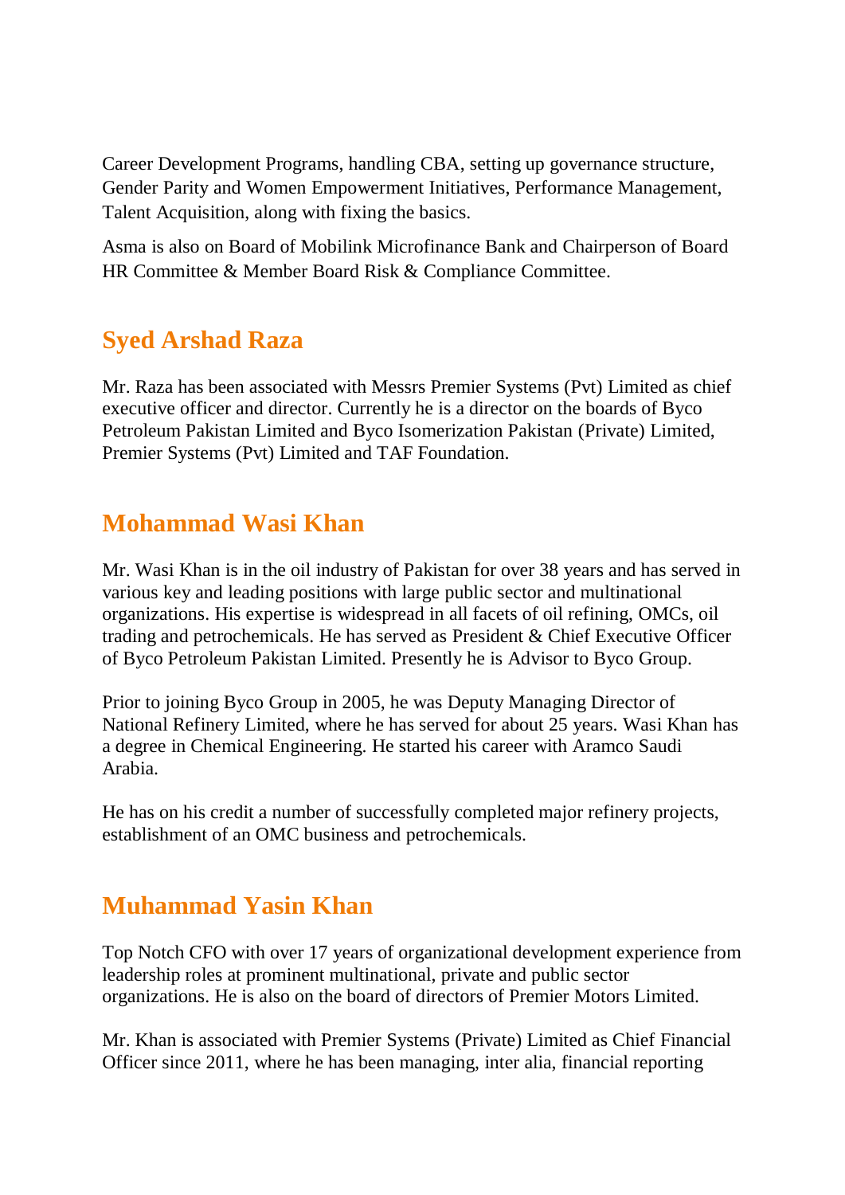Career Development Programs, handling CBA, setting up governance structure, Gender Parity and Women Empowerment Initiatives, Performance Management, Talent Acquisition, along with fixing the basics.

Asma is also on Board of Mobilink Microfinance Bank and Chairperson of Board HR Committee & Member Board Risk & Compliance Committee.

## Syed Arshad Raza

Mr. Raza has been associated with Messrs Premier Systems (Pvt) Limited as chief executive officer and director. Currently he is a director on the boards of Byco Petroleum Pakistan Limited and Byco Isomerization Pakistan (Private) Limited, Premier Systems (Pvt) Limited and TAF Foundation.

## Mohammad Wasi Khan

Mr. Wasi Khan is in the oil industry of Pakistan for over 38 years and has served in various key and leading positions with large public sector and multinational organizations. His expertise is widespread in all facets of oil refining, OMCs, oil trading and petrochemicals. He has served as President & Chief Executive Officer of Byco Petroleum Pakistan Limited. Presently he is Advisor to Byco Group.

Prior to joining Byco Group in 2005, he was Deputy Managing Director of National Refinery Limited, where he has served for about 25 years. Wasi Khan has a degree in Chemical Engineering. He started his career with Aramco Saudi Arabia.

He has on his credit a number of successfully completed major refinery projects, establishment of an OMC business and petrochemicals.

## Muhammad Yasin Khan

Top Notch CFO with over 17 years of organizational development experience from leadership roles at prominent multinational, private and public sector organizations. He is also on the board of directors of Premier Motors Limited.

Mr. Khan is associated with Premier Systems (Private) Limited as Chief Financial Officer since 2011, where he has been managing, inter alia, financial reporting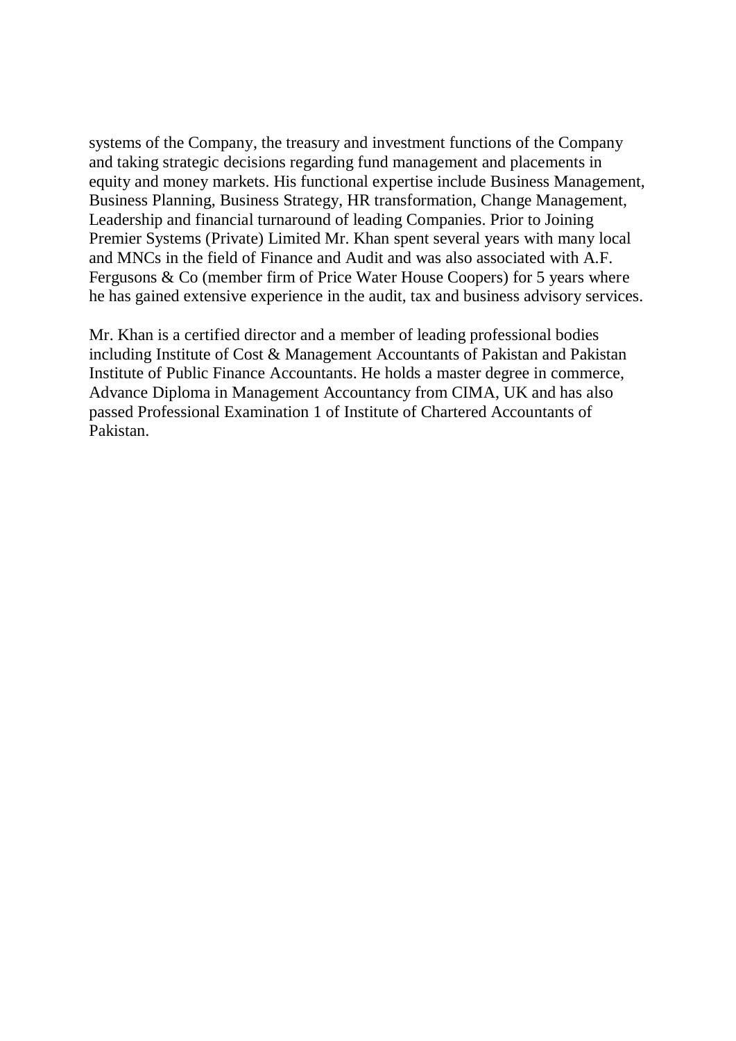systems of the Company, the treasury and investment functions of the Company and taking strategic decisions regarding fund management and placements in equity and money markets. His functional expertise include Business Management, Business Planning, Business Strategy, HR transformation, Change Management, Leadership and financial turnaround of leading Companies. Prior to Joining Premier Systems (Private) Limited Mr. Khan spent several years with many local and MNCs in the field of Finance and Audit and was also associated with A.F. Fergusons & Co (member firm of Price Water House Coopers) for 5 years where he has gained extensive experience in the audit, tax and business advisory services.

Mr. Khan is a certified director and a member of leading professional bodies including Institute of Cost & Management Accountants of Pakistan and Pakistan Institute of Public Finance Accountants. He holds a master degree in commerce, Advance Diploma in Management Accountancy from CIMA, UK and has also passed Professional Examination 1 of Institute of Chartered Accountants of Pakistan.